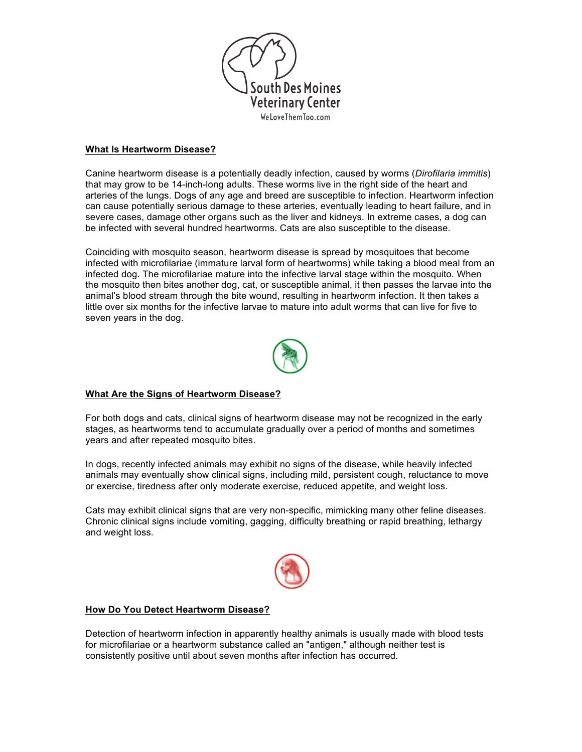South Des Moines Veterinary Center

WeLoveThemToo.com

## What Is Heartworm Disease?

Canine heartworm disease is a potentially deadly infection, caused by worms (*Dirofilaria immitis*) that may grow to be 14-inch-long adults. These worms live in the right side of the heart and arteries of the lungs. Dogs of any age and breed are susceptible to infection. Heartworm infection can cause potentially serious damage to these arteries, eventually leading to heart failure, and in severe cases, damage other organs such as the liver and kidneys. In extreme cases, a dog can be infected with several hundred heartworms. Cats are also susceptible to the disease.

Coinciding with mosquito season, heartworm disease is spread by mosquitoes that become infected with microfilariae (immature larval form of heartworms) while taking a blood meal from an infected dog. The microfilariae mature into the infective larval stage within the mosquito. When the mosquito then bites another dog, cat, or susceptible animal, it then passes the larvae into the animal's blood stream through the bite wound, resulting in heartworm infection. It then takes a little over six months for the infective larvae to mature into adult worms that can live for five to seven years in the dog.

## What Are the Signs of Heartworm Disease?

For both dogs and cats, clinical signs of heartworm disease may not be recognized in the early stages, as heartworms tend to accumulate gradually over a period of months and sometimes years and after repeated mosquito bites.

In dogs, recently infected animals may exhibit no signs of the disease, while heavily infected animals may eventually show clinical signs, including mild, persistent cough, reluctance to move or exercise, tiredness after only moderate exercise, reduced appetite, and weight loss.

Cats may exhibit clinical signs that are very non-specific, mimicking many other feline diseases. Chronic clinical signs include vomiting, gagging, difficulty breathing or rapid breathing, lethargy and weight loss.

## How Do You Detect Heartworm Disease?

Detection of heartworm infection in apparently healthy animals is usually made with blood tests for microfilariae or a heartworm substance called an "antigen," although neither test is consistently positive until about seven months after infection has occurred.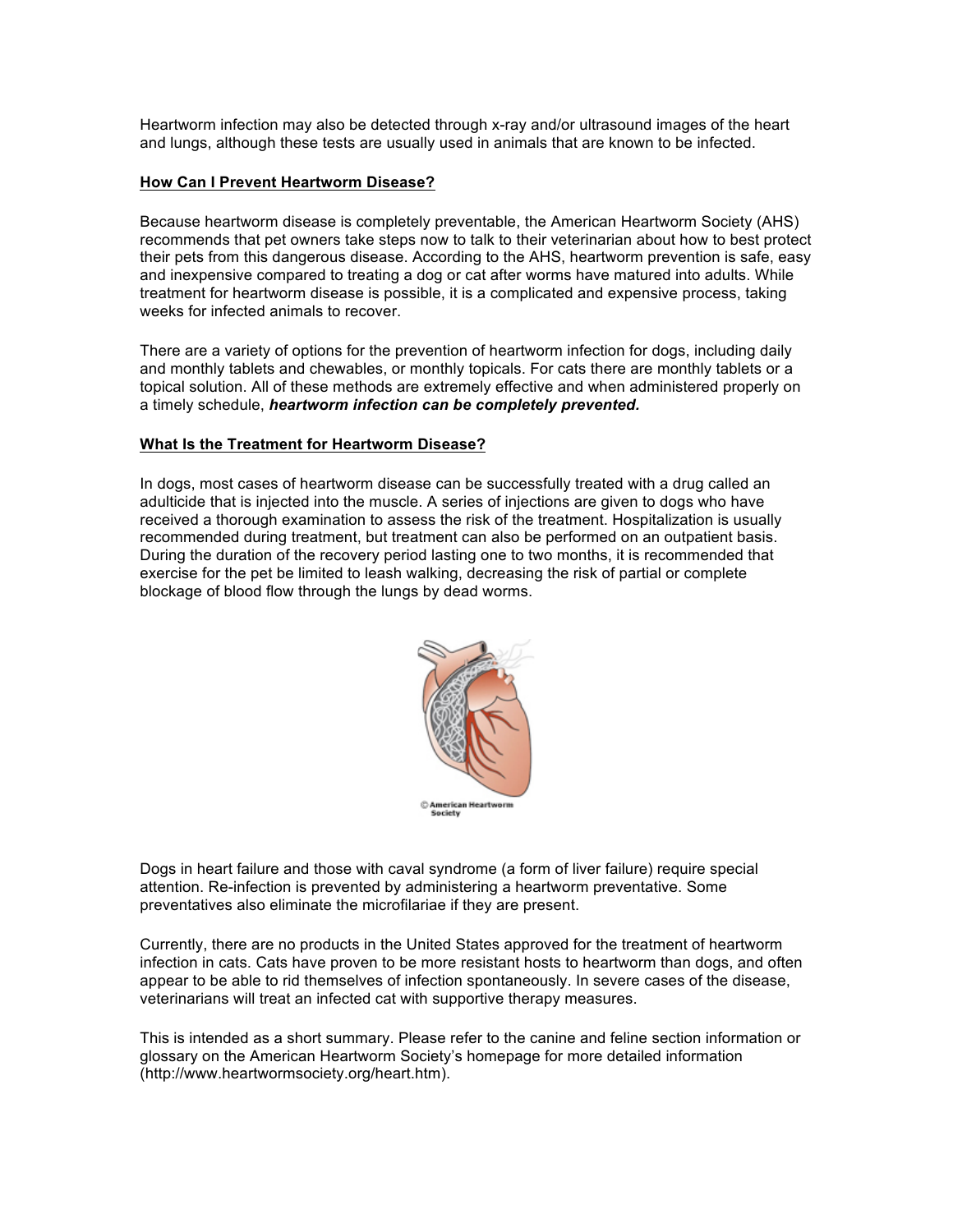Heartworm infection may also be detected through x-ray and/or ultrasound images of the heart and lungs, although these tests are usually used in animals that are known to be infected.

## How Can I Prevent Heartworm Disease?

Because heartworm disease is completely preventable, the American Heartworm Society (AHS) recommends that pet owners take steps now to talk to their veterinarian about how to best protect their pets from this dangerous disease. According to the AHS, heartworm prevention is safe, easy and inexpensive compared to treating a dog or cat after worms have matured into adults. While treatment for heartworm disease is possible, it is a complicated and expensive process, taking weeks for infected animals to recover.

There are a variety of options for the prevention of heartworm infection for dogs, including daily and monthly tablets and chewables, or monthly topicals. For cats there are monthly tablets or a topical solution. All of these methods are extremely effective and when administered properly on a timely schedule, ***heartworm infection can be completely prevented.***

## What Is the Treatment for Heartworm Disease?

In dogs, most cases of heartworm disease can be successfully treated with a drug called an adulticide that is injected into the muscle. A series of injections are given to dogs who have received a thorough examination to assess the risk of the treatment. Hospitalization is usually recommended during treatment, but treatment can also be performed on an outpatient basis. During the duration of the recovery period lasting one to two months, it is recommended that exercise for the pet be limited to leash walking, decreasing the risk of partial or complete blockage of blood flow through the lungs by dead worms.

© American Heartworm Society

Dogs in heart failure and those with caval syndrome (a form of liver failure) require special attention. Re-infection is prevented by administering a heartworm preventative. Some preventatives also eliminate the microfilariae if they are present.

Currently, there are no products in the United States approved for the treatment of heartworm infection in cats. Cats have proven to be more resistant hosts to heartworm than dogs, and often appear to be able to rid themselves of infection spontaneously. In severe cases of the disease, veterinarians will treat an infected cat with supportive therapy measures.

This is intended as a short summary. Please refer to the canine and feline section information or glossary on the American Heartworm Society's homepage for more detailed information (http://www.heartwormsociety.org/heart.htm).